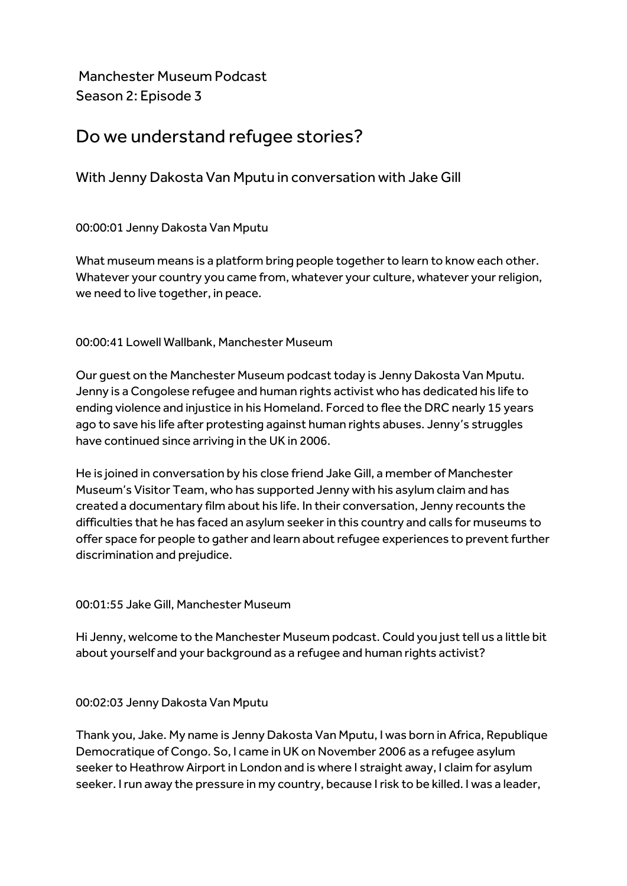Manchester Museum Podcast
Season 2: Episode 3

# Do we understand refugee stories?

## With Jenny Dakosta Van Mputu in conversation with Jake Gill

00:00:01 Jenny Dakosta Van Mputu

What museum means is a platform bring people together to learn to know each other. Whatever your country you came from, whatever your culture, whatever your religion, we need to live together, in peace.

00:00:41 Lowell Wallbank, Manchester Museum

Our guest on the Manchester Museum podcast today is Jenny Dakosta Van Mputu. Jenny is a Congolese refugee and human rights activist who has dedicated his life to ending violence and injustice in his Homeland. Forced to flee the DRC nearly 15 years ago to save his life after protesting against human rights abuses. Jenny's struggles have continued since arriving in the UK in 2006.

He is joined in conversation by his close friend Jake Gill, a member of Manchester Museum's Visitor Team, who has supported Jenny with his asylum claim and has created a documentary film about his life. In their conversation, Jenny recounts the difficulties that he has faced an asylum seeker in this country and calls for museums to offer space for people to gather and learn about refugee experiences to prevent further discrimination and prejudice.

00:01:55 Jake Gill, Manchester Museum

Hi Jenny, welcome to the Manchester Museum podcast. Could you just tell us a little bit about yourself and your background as a refugee and human rights activist?

00:02:03 Jenny Dakosta Van Mputu

Thank you, Jake. My name is Jenny Dakosta Van Mputu, I was born in Africa, Republique Democratique of Congo. So, I came in UK on November 2006 as a refugee asylum seeker to Heathrow Airport in London and is where I straight away, I claim for asylum seeker. I run away the pressure in my country, because I risk to be killed. I was a leader,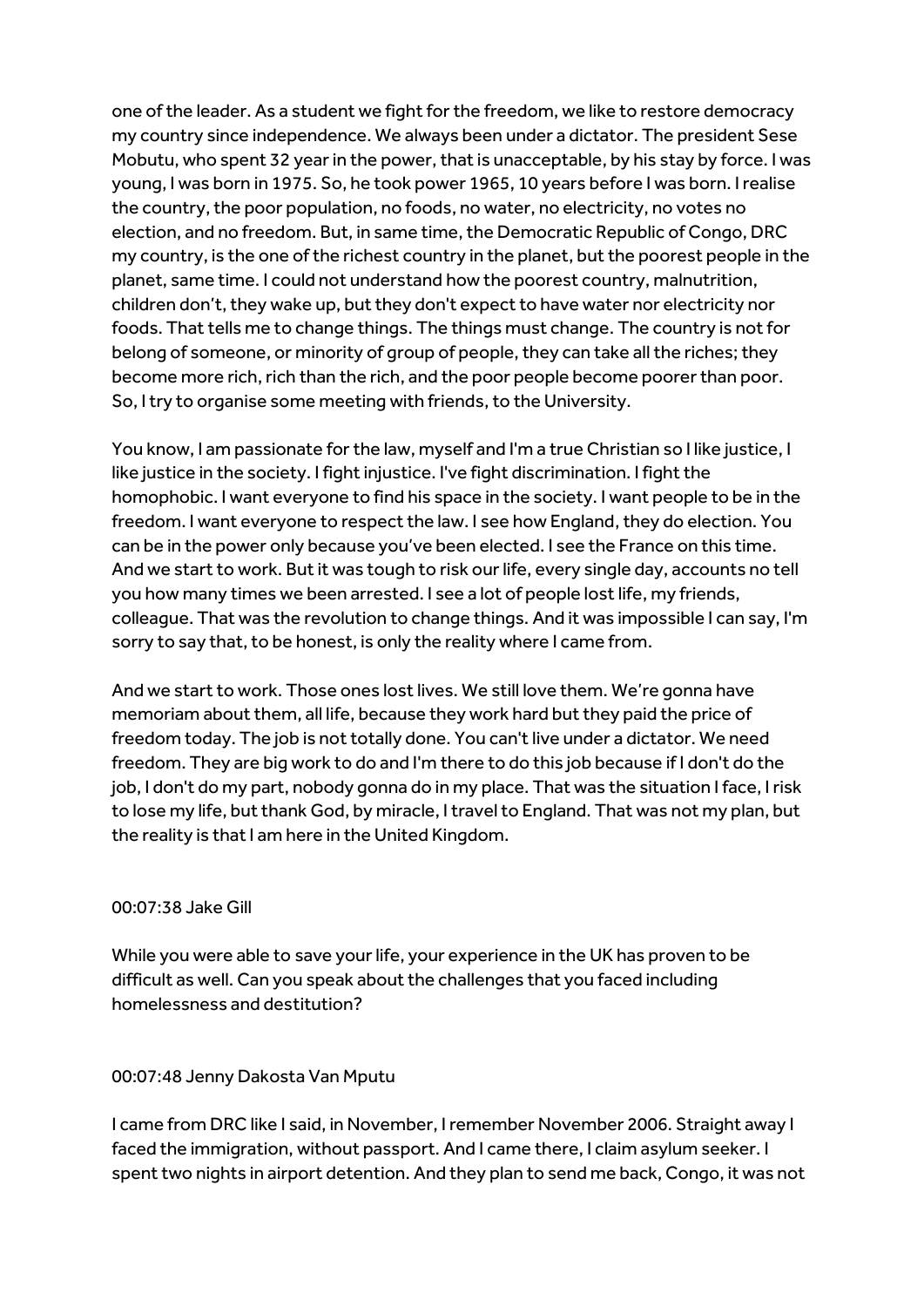one of the leader. As a student we fight for the freedom, we like to restore democracy my country since independence. We always been under a dictator. The president Sese Mobutu, who spent 32 year in the power, that is unacceptable, by his stay by force. I was young, I was born in 1975. So, he took power 1965, 10 years before I was born. I realise the country, the poor population, no foods, no water, no electricity, no votes no election, and no freedom. But, in same time, the Democratic Republic of Congo, DRC my country, is the one of the richest country in the planet, but the poorest people in the planet, same time. I could not understand how the poorest country, malnutrition, children don't, they wake up, but they don't expect to have water nor electricity nor foods. That tells me to change things. The things must change. The country is not for belong of someone, or minority of group of people, they can take all the riches; they become more rich, rich than the rich, and the poor people become poorer than poor. So, I try to organise some meeting with friends, to the University.

You know, I am passionate for the law, myself and I'm a true Christian so I like justice, I like justice in the society. I fight injustice. I've fight discrimination. I fight the homophobic. I want everyone to find his space in the society. I want people to be in the freedom. I want everyone to respect the law. I see how England, they do election. You can be in the power only because you've been elected. I see the France on this time. And we start to work. But it was tough to risk our life, every single day, accounts no tell you how many times we been arrested. I see a lot of people lost life, my friends, colleague. That was the revolution to change things. And it was impossible I can say, I'm sorry to say that, to be honest, is only the reality where I came from.

And we start to work. Those ones lost lives. We still love them. We're gonna have memoriam about them, all life, because they work hard but they paid the price of freedom today. The job is not totally done. You can't live under a dictator. We need freedom. They are big work to do and I'm there to do this job because if I don't do the job, I don't do my part, nobody gonna do in my place. That was the situation I face, I risk to lose my life, but thank God, by miracle, I travel to England. That was not my plan, but the reality is that I am here in the United Kingdom.

00:07:38 Jake Gill

While you were able to save your life, your experience in the UK has proven to be difficult as well. Can you speak about the challenges that you faced including homelessness and destitution?

00:07:48 Jenny Dakosta Van Mputu

I came from DRC like I said, in November, I remember November 2006. Straight away I faced the immigration, without passport. And I came there, I claim asylum seeker. I spent two nights in airport detention. And they plan to send me back, Congo, it was not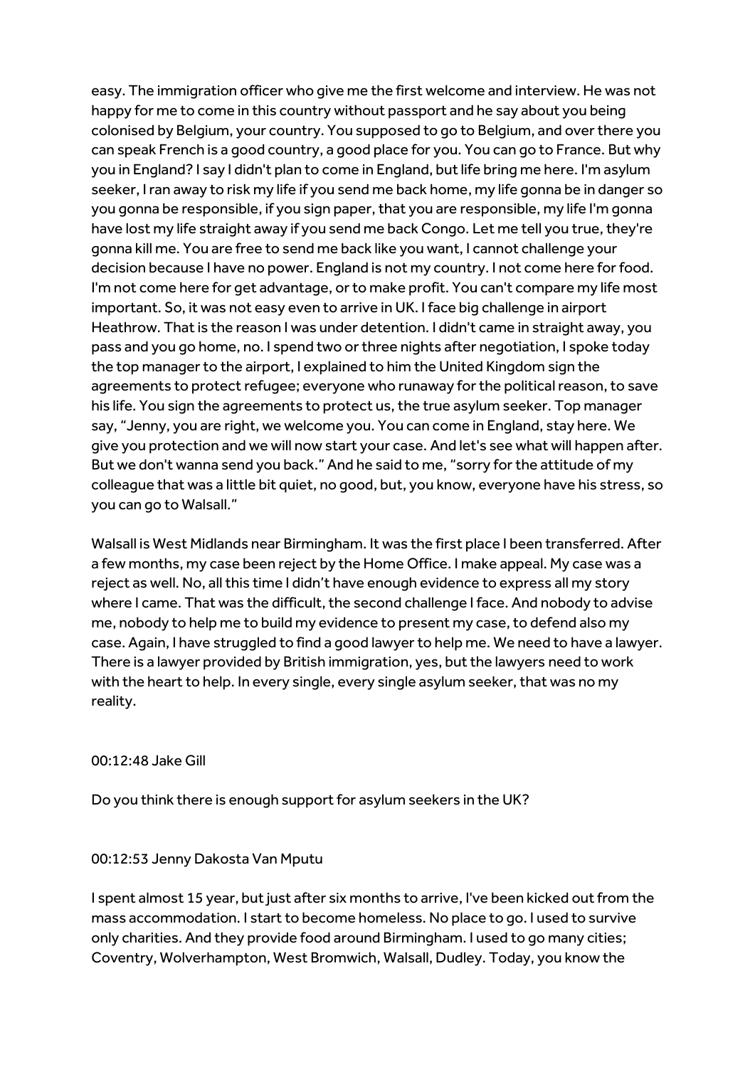easy. The immigration officer who give me the first welcome and interview. He was not happy for me to come in this country without passport and he say about you being colonised by Belgium, your country. You supposed to go to Belgium, and over there you can speak French is a good country, a good place for you. You can go to France. But why you in England? I say I didn't plan to come in England, but life bring me here. I'm asylum seeker, I ran away to risk my life if you send me back home, my life gonna be in danger so you gonna be responsible, if you sign paper, that you are responsible, my life I'm gonna have lost my life straight away if you send me back Congo. Let me tell you true, they're gonna kill me. You are free to send me back like you want, I cannot challenge your decision because I have no power. England is not my country. I not come here for food. I'm not come here for get advantage, or to make profit. You can't compare my life most important. So, it was not easy even to arrive in UK. I face big challenge in airport Heathrow. That is the reason I was under detention. I didn't came in straight away, you pass and you go home, no. I spend two or three nights after negotiation, I spoke today the top manager to the airport, I explained to him the United Kingdom sign the agreements to protect refugee; everyone who runaway for the political reason, to save his life. You sign the agreements to protect us, the true asylum seeker. Top manager say, "Jenny, you are right, we welcome you. You can come in England, stay here. We give you protection and we will now start your case. And let's see what will happen after. But we don't wanna send you back." And he said to me, "sorry for the attitude of my colleague that was a little bit quiet, no good, but, you know, everyone have his stress, so you can go to Walsall."

Walsall is West Midlands near Birmingham. It was the first place I been transferred. After a few months, my case been reject by the Home Office. I make appeal. My case was a reject as well. No, all this time I didn't have enough evidence to express all my story where I came. That was the difficult, the second challenge I face. And nobody to advise me, nobody to help me to build my evidence to present my case, to defend also my case. Again, I have struggled to find a good lawyer to help me. We need to have a lawyer. There is a lawyer provided by British immigration, yes, but the lawyers need to work with the heart to help. In every single, every single asylum seeker, that was no my reality.

00:12:48 Jake Gill

Do you think there is enough support for asylum seekers in the UK?

00:12:53 Jenny Dakosta Van Mputu

I spent almost 15 year, but just after six months to arrive, I've been kicked out from the mass accommodation. I start to become homeless. No place to go. I used to survive only charities. And they provide food around Birmingham. I used to go many cities; Coventry, Wolverhampton, West Bromwich, Walsall, Dudley. Today, you know the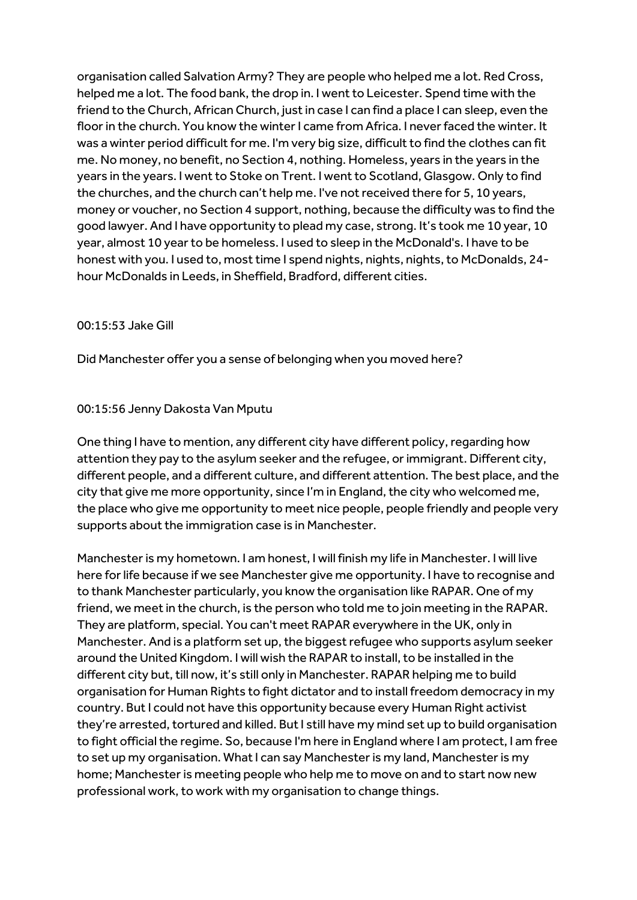organisation called Salvation Army? They are people who helped me a lot. Red Cross, helped me a lot. The food bank, the drop in. I went to Leicester. Spend time with the friend to the Church, African Church, just in case I can find a place I can sleep, even the floor in the church. You know the winter I came from Africa. I never faced the winter. It was a winter period difficult for me. I'm very big size, difficult to find the clothes can fit me. No money, no benefit, no Section 4, nothing. Homeless, years in the years in the years in the years. I went to Stoke on Trent. I went to Scotland, Glasgow. Only to find the churches, and the church can't help me. I've not received there for 5, 10 years, money or voucher, no Section 4 support, nothing, because the difficulty was to find the good lawyer. And I have opportunity to plead my case, strong. It's took me 10 year, 10 year, almost 10 year to be homeless. I used to sleep in the McDonald's. I have to be honest with you. I used to, most time I spend nights, nights, nights, to McDonalds, 24-hour McDonalds in Leeds, in Sheffield, Bradford, different cities.

00:15:53 Jake Gill

Did Manchester offer you a sense of belonging when you moved here?

00:15:56 Jenny Dakosta Van Mputu

One thing I have to mention, any different city have different policy, regarding how attention they pay to the asylum seeker and the refugee, or immigrant. Different city, different people, and a different culture, and different attention. The best place, and the city that give me more opportunity, since I'm in England, the city who welcomed me, the place who give me opportunity to meet nice people, people friendly and people very supports about the immigration case is in Manchester.

Manchester is my hometown. I am honest, I will finish my life in Manchester. I will live here for life because if we see Manchester give me opportunity. I have to recognise and to thank Manchester particularly, you know the organisation like RAPAR. One of my friend, we meet in the church, is the person who told me to join meeting in the RAPAR. They are platform, special. You can't meet RAPAR everywhere in the UK, only in Manchester. And is a platform set up, the biggest refugee who supports asylum seeker around the United Kingdom. I will wish the RAPAR to install, to be installed in the different city but, till now, it's still only in Manchester. RAPAR helping me to build organisation for Human Rights to fight dictator and to install freedom democracy in my country. But I could not have this opportunity because every Human Right activist they're arrested, tortured and killed. But I still have my mind set up to build organisation to fight official the regime. So, because I'm here in England where I am protect, I am free to set up my organisation. What I can say Manchester is my land, Manchester is my home; Manchester is meeting people who help me to move on and to start now new professional work, to work with my organisation to change things.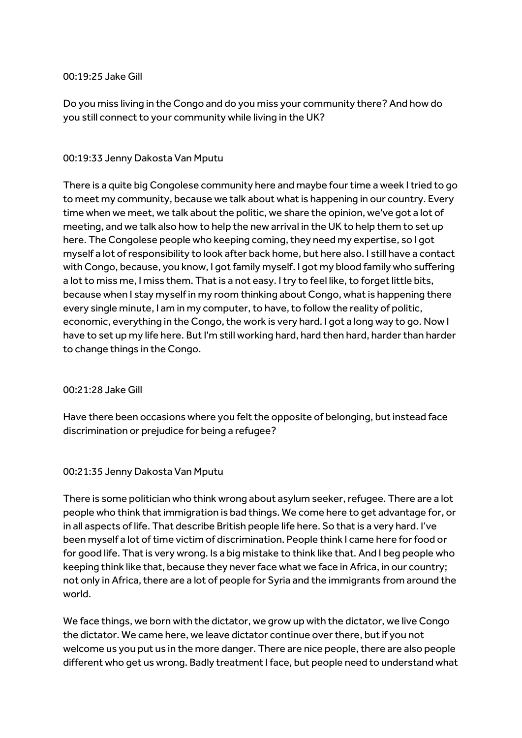00:19:25 Jake Gill

Do you miss living in the Congo and do you miss your community there? And how do you still connect to your community while living in the UK?

00:19:33 Jenny Dakosta Van Mputu

There is a quite big Congolese community here and maybe four time a week I tried to go to meet my community, because we talk about what is happening in our country. Every time when we meet, we talk about the politic, we share the opinion, we've got a lot of meeting, and we talk also how to help the new arrival in the UK to help them to set up here. The Congolese people who keeping coming, they need my expertise, so I got myself a lot of responsibility to look after back home, but here also. I still have a contact with Congo, because, you know, I got family myself. I got my blood family who suffering a lot to miss me, I miss them. That is a not easy. I try to feel like, to forget little bits, because when I stay myself in my room thinking about Congo, what is happening there every single minute, I am in my computer, to have, to follow the reality of politic, economic, everything in the Congo, the work is very hard. I got a long way to go. Now I have to set up my life here. But I'm still working hard, hard then hard, harder than harder to change things in the Congo.

00:21:28 Jake Gill

Have there been occasions where you felt the opposite of belonging, but instead face discrimination or prejudice for being a refugee?

00:21:35 Jenny Dakosta Van Mputu

There is some politician who think wrong about asylum seeker, refugee. There are a lot people who think that immigration is bad things. We come here to get advantage for, or in all aspects of life. That describe British people life here. So that is a very hard. I've been myself a lot of time victim of discrimination. People think I came here for food or for good life. That is very wrong. Is a big mistake to think like that. And I beg people who keeping think like that, because they never face what we face in Africa, in our country; not only in Africa, there are a lot of people for Syria and the immigrants from around the world.

We face things, we born with the dictator, we grow up with the dictator, we live Congo the dictator. We came here, we leave dictator continue over there, but if you not welcome us you put us in the more danger. There are nice people, there are also people different who get us wrong. Badly treatment I face, but people need to understand what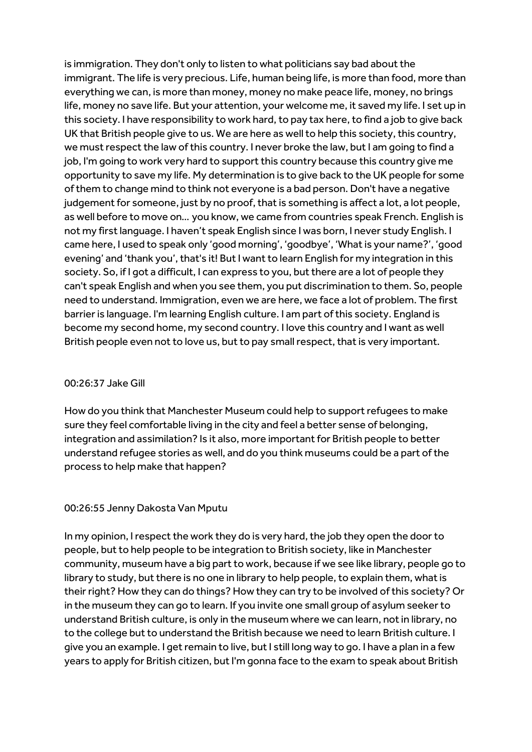is immigration. They don't only to listen to what politicians say bad about the immigrant. The life is very precious. Life, human being life, is more than food, more than everything we can, is more than money, money no make peace life, money, no brings life, money no save life. But your attention, your welcome me, it saved my life. I set up in this society. I have responsibility to work hard, to pay tax here, to find a job to give back UK that British people give to us. We are here as well to help this society, this country, we must respect the law of this country. I never broke the law, but I am going to find a job, I'm going to work very hard to support this country because this country give me opportunity to save my life. My determination is to give back to the UK people for some of them to change mind to think not everyone is a bad person. Don't have a negative judgement for someone, just by no proof, that is something is affect a lot, a lot people, as well before to move on... you know, we came from countries speak French. English is not my first language. I haven't speak English since I was born, I never study English. I came here, I used to speak only 'good morning', 'goodbye', 'What is your name?', 'good evening' and 'thank you', that's it! But I want to learn English for my integration in this society. So, if I got a difficult, I can express to you, but there are a lot of people they can't speak English and when you see them, you put discrimination to them. So, people need to understand. Immigration, even we are here, we face a lot of problem. The first barrier is language. I'm learning English culture. I am part of this society. England is become my second home, my second country. I love this country and I want as well British people even not to love us, but to pay small respect, that is very important.

00:26:37 Jake Gill

How do you think that Manchester Museum could help to support refugees to make sure they feel comfortable living in the city and feel a better sense of belonging, integration and assimilation? Is it also, more important for British people to better understand refugee stories as well, and do you think museums could be a part of the process to help make that happen?

00:26:55 Jenny Dakosta Van Mputu

In my opinion, I respect the work they do is very hard, the job they open the door to people, but to help people to be integration to British society, like in Manchester community, museum have a big part to work, because if we see like library, people go to library to study, but there is no one in library to help people, to explain them, what is their right? How they can do things? How they can try to be involved of this society? Or in the museum they can go to learn. If you invite one small group of asylum seeker to understand British culture, is only in the museum where we can learn, not in library, no to the college but to understand the British because we need to learn British culture. I give you an example. I get remain to live, but I still long way to go. I have a plan in a few years to apply for British citizen, but I'm gonna face to the exam to speak about British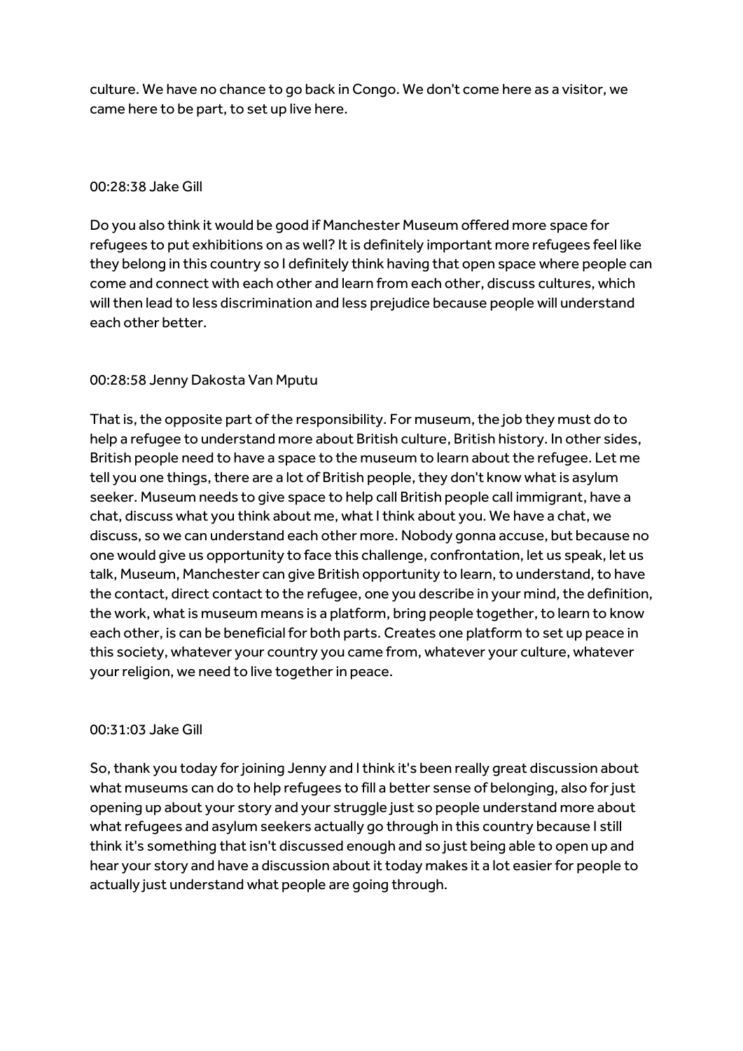culture. We have no chance to go back in Congo. We don't come here as a visitor, we came here to be part, to set up live here.

00:28:38 Jake Gill

Do you also think it would be good if Manchester Museum offered more space for refugees to put exhibitions on as well? It is definitely important more refugees feel like they belong in this country so I definitely think having that open space where people can come and connect with each other and learn from each other, discuss cultures, which will then lead to less discrimination and less prejudice because people will understand each other better.

00:28:58 Jenny Dakosta Van Mputu

That is, the opposite part of the responsibility. For museum, the job they must do to help a refugee to understand more about British culture, British history. In other sides, British people need to have a space to the museum to learn about the refugee. Let me tell you one things, there are a lot of British people, they don't know what is asylum seeker. Museum needs to give space to help call British people call immigrant, have a chat, discuss what you think about me, what I think about you. We have a chat, we discuss, so we can understand each other more. Nobody gonna accuse, but because no one would give us opportunity to face this challenge, confrontation, let us speak, let us talk, Museum, Manchester can give British opportunity to learn, to understand, to have the contact, direct contact to the refugee, one you describe in your mind, the definition, the work, what is museum means is a platform, bring people together, to learn to know each other, is can be beneficial for both parts. Creates one platform to set up peace in this society, whatever your country you came from, whatever your culture, whatever your religion, we need to live together in peace.

00:31:03 Jake Gill

So, thank you today for joining Jenny and I think it's been really great discussion about what museums can do to help refugees to fill a better sense of belonging, also for just opening up about your story and your struggle just so people understand more about what refugees and asylum seekers actually go through in this country because I still think it's something that isn't discussed enough and so just being able to open up and hear your story and have a discussion about it today makes it a lot easier for people to actually just understand what people are going through.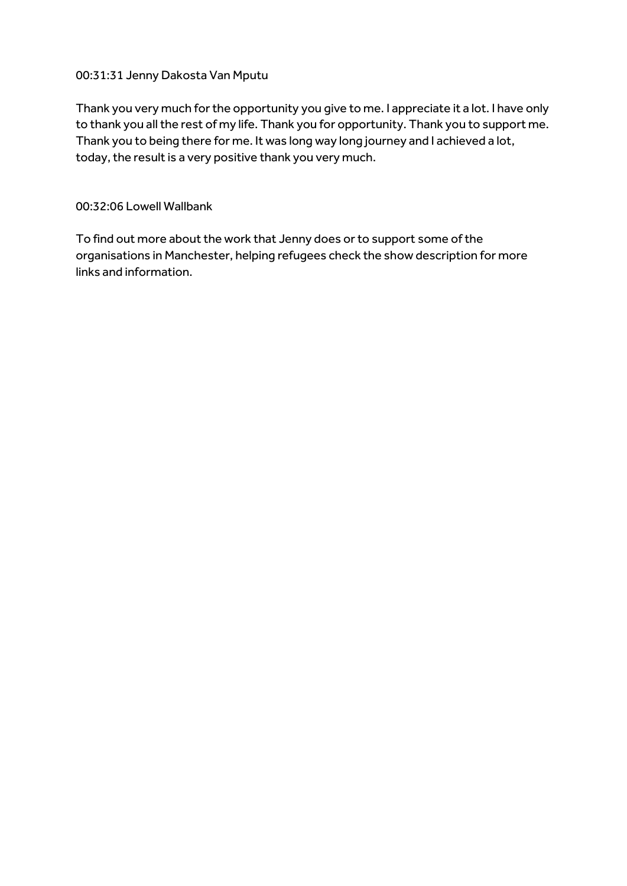00:31:31 Jenny Dakosta Van Mputu

Thank you very much for the opportunity you give to me. I appreciate it a lot. I have only to thank you all the rest of my life. Thank you for opportunity. Thank you to support me. Thank you to being there for me. It was long way long journey and I achieved a lot, today, the result is a very positive thank you very much.

00:32:06 Lowell Wallbank

To find out more about the work that Jenny does or to support some of the organisations in Manchester, helping refugees check the show description for more links and information.